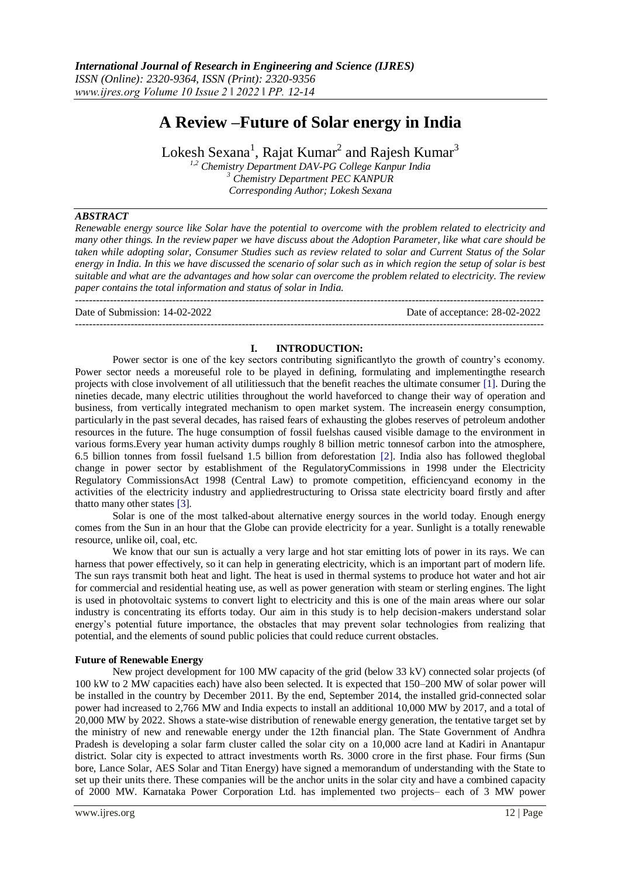*International Journal of Research in Engineering and Science (IJRES)*
*ISSN (Online): 2320-9364, ISSN (Print): 2320-9356*
*www.ijres.org Volume 10 Issue 2 ǁ 2022 ǁ PP. 12-14*

# A Review –Future of Solar energy in India

Lokesh Sexana[1], Rajat Kumar[2] and Rajesh Kumar[3]

[1,2] *Chemistry Department DAV-PG College Kanpur India*
[3] *Chemistry Department PEC KANPUR*
*Corresponding Author; Lokesh Sexana*

***ABSTRACT***

*Renewable energy source like Solar have the potential to overcome with the problem related to electricity and many other things. In the review paper we have discuss about the Adoption Parameter, like what care should be taken while adopting solar, Consumer Studies such as review related to solar and Current Status of the Solar energy in India. In this we have discussed the scenario of solar such as in which region the setup of solar is best suitable and what are the advantages and how solar can overcome the problem related to electricity. The review paper contains the total information and status of solar in India.*

---

Date of Submission: 14-02-2022 Date of acceptance: 28-02-2022

---

## I. INTRODUCTION:

Power sector is one of the key sectors contributing significantlyto the growth of country's economy. Power sector needs a moreuseful role to be played in defining, formulating and implementingthe research projects with close involvement of all utilitiessuch that the benefit reaches the ultimate consumer [1]. During the nineties decade, many electric utilities throughout the world haveforced to change their way of operation and business, from vertically integrated mechanism to open market system. The increasein energy consumption, particularly in the past several decades, has raised fears of exhausting the globes reserves of petroleum andother resources in the future. The huge consumption of fossil fuelshas caused visible damage to the environment in various forms.Every year human activity dumps roughly 8 billion metric tonnesof carbon into the atmosphere, 6.5 billion tonnes from fossil fuelsand 1.5 billion from deforestation [2]. India also has followed theglobal change in power sector by establishment of the RegulatoryCommissions in 1998 under the Electricity Regulatory CommissionsAct 1998 (Central Law) to promote competition, efficiencyand economy in the activities of the electricity industry and appliedrestructuring to Orissa state electricity board firstly and after thatto many other states [3].

Solar is one of the most talked-about alternative energy sources in the world today. Enough energy comes from the Sun in an hour that the Globe can provide electricity for a year. Sunlight is a totally renewable resource, unlike oil, coal, etc.

We know that our sun is actually a very large and hot star emitting lots of power in its rays. We can harness that power effectively, so it can help in generating electricity, which is an important part of modern life. The sun rays transmit both heat and light. The heat is used in thermal systems to produce hot water and hot air for commercial and residential heating use, as well as power generation with steam or sterling engines. The light is used in photovoltaic systems to convert light to electricity and this is one of the main areas where our solar industry is concentrating its efforts today. Our aim in this study is to help decision-makers understand solar energy's potential future importance, the obstacles that may prevent solar technologies from realizing that potential, and the elements of sound public policies that could reduce current obstacles.

**Future of Renewable Energy**

New project development for 100 MW capacity of the grid (below 33 kV) connected solar projects (of 100 kW to 2 MW capacities each) have also been selected. It is expected that 150–200 MW of solar power will be installed in the country by December 2011. By the end, September 2014, the installed grid-connected solar power had increased to 2,766 MW and India expects to install an additional 10,000 MW by 2017, and a total of 20,000 MW by 2022. Shows a state-wise distribution of renewable energy generation, the tentative target set by the ministry of new and renewable energy under the 12th financial plan. The State Government of Andhra Pradesh is developing a solar farm cluster called the solar city on a 10,000 acre land at Kadiri in Anantapur district. Solar city is expected to attract investments worth Rs. 3000 crore in the first phase. Four firms (Sun bore, Lance Solar, AES Solar and Titan Energy) have signed a memorandum of understanding with the State to set up their units there. These companies will be the anchor units in the solar city and have a combined capacity of 2000 MW. Karnataka Power Corporation Ltd. has implemented two projects– each of 3 MW power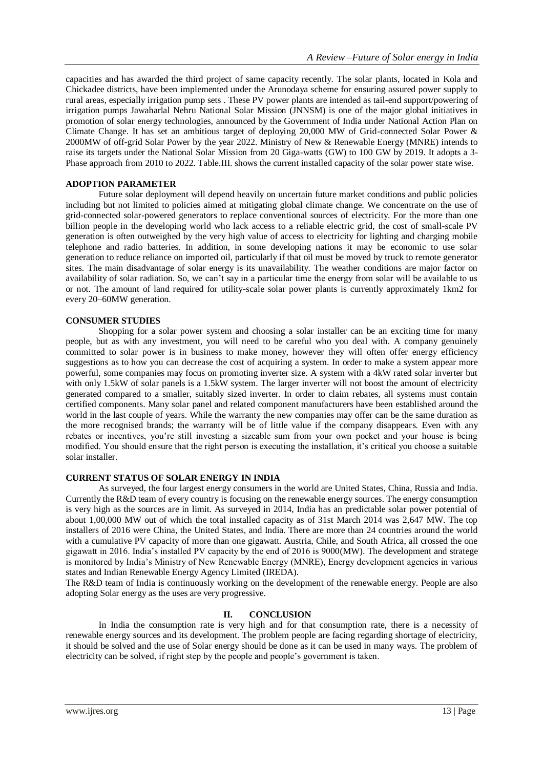capacities and has awarded the third project of same capacity recently. The solar plants, located in Kola and Chickadee districts, have been implemented under the Arunodaya scheme for ensuring assured power supply to rural areas, especially irrigation pump sets . These PV power plants are intended as tail-end support/powering of irrigation pumps Jawaharlal Nehru National Solar Mission (JNNSM) is one of the major global initiatives in promotion of solar energy technologies, announced by the Government of India under National Action Plan on Climate Change. It has set an ambitious target of deploying 20,000 MW of Grid-connected Solar Power & 2000MW of off-grid Solar Power by the year 2022. Ministry of New & Renewable Energy (MNRE) intends to raise its targets under the National Solar Mission from 20 Giga-watts (GW) to 100 GW by 2019. It adopts a 3-Phase approach from 2010 to 2022. Table.III. shows the current installed capacity of the solar power state wise.

**ADOPTION PARAMETER**

Future solar deployment will depend heavily on uncertain future market conditions and public policies including but not limited to policies aimed at mitigating global climate change. We concentrate on the use of grid-connected solar-powered generators to replace conventional sources of electricity. For the more than one billion people in the developing world who lack access to a reliable electric grid, the cost of small-scale PV generation is often outweighed by the very high value of access to electricity for lighting and charging mobile telephone and radio batteries. In addition, in some developing nations it may be economic to use solar generation to reduce reliance on imported oil, particularly if that oil must be moved by truck to remote generator sites. The main disadvantage of solar energy is its unavailability. The weather conditions are major factor on availability of solar radiation. So, we can't say in a particular time the energy from solar will be available to us or not. The amount of land required for utility-scale solar power plants is currently approximately 1km2 for every 20–60MW generation.

**CONSUMER STUDIES**

Shopping for a solar power system and choosing a solar installer can be an exciting time for many people, but as with any investment, you will need to be careful who you deal with. A company genuinely committed to solar power is in business to make money, however they will often offer energy efficiency suggestions as to how you can decrease the cost of acquiring a system. In order to make a system appear more powerful, some companies may focus on promoting inverter size. A system with a 4kW rated solar inverter but with only 1.5kW of solar panels is a 1.5kW system. The larger inverter will not boost the amount of electricity generated compared to a smaller, suitably sized inverter. In order to claim rebates, all systems must contain certified components. Many solar panel and related component manufacturers have been established around the world in the last couple of years. While the warranty the new companies may offer can be the same duration as the more recognised brands; the warranty will be of little value if the company disappears. Even with any rebates or incentives, you're still investing a sizeable sum from your own pocket and your house is being modified. You should ensure that the right person is executing the installation, it's critical you choose a suitable solar installer.

**CURRENT STATUS OF SOLAR ENERGY IN INDIA**

As surveyed, the four largest energy consumers in the world are United States, China, Russia and India. Currently the R&D team of every country is focusing on the renewable energy sources. The energy consumption is very high as the sources are in limit. As surveyed in 2014, India has an predictable solar power potential of about 1,00,000 MW out of which the total installed capacity as of 31st March 2014 was 2,647 MW. The top installers of 2016 were China, the United States, and India. There are more than 24 countries around the world with a cumulative PV capacity of more than one gigawatt. Austria, Chile, and South Africa, all crossed the one gigawatt in 2016. India's installed PV capacity by the end of 2016 is 9000(MW). The development and stratege is monitored by India's Ministry of New Renewable Energy (MNRE), Energy development agencies in various states and Indian Renewable Energy Agency Limited (IREDA).

The R&D team of India is continuously working on the development of the renewable energy. People are also adopting Solar energy as the uses are very progressive.

## II. CONCLUSION

In India the consumption rate is very high and for that consumption rate, there is a necessity of renewable energy sources and its development. The problem people are facing regarding shortage of electricity, it should be solved and the use of Solar energy should be done as it can be used in many ways. The problem of electricity can be solved, if right step by the people and people's government is taken.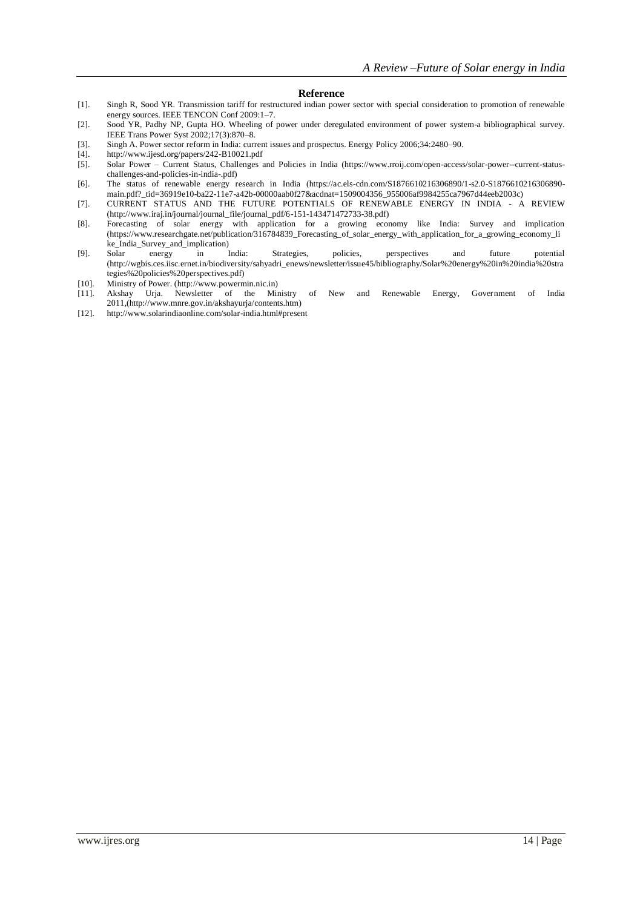## Reference

[1]. Singh R, Sood YR. Transmission tariff for restructured indian power sector with special consideration to promotion of renewable energy sources. IEEE TENCON Conf 2009:1–7.

[2]. Sood YR, Padhy NP, Gupta HO. Wheeling of power under deregulated environment of power system-a bibliographical survey. IEEE Trans Power Syst 2002;17(3):870–8.

[3]. Singh A. Power sector reform in India: current issues and prospectus. Energy Policy 2006;34:2480–90.

[4]. http://www.ijesd.org/papers/242-B10021.pdf

[5]. Solar Power – Current Status, Challenges and Policies in India (https://www.rroij.com/open-access/solar-power--current-status-challenges-and-policies-in-india-.pdf)

[6]. The status of renewable energy research in India (https://ac.els-cdn.com/S1876610216306890/1-s2.0-S1876610216306890-main.pdf?_tid=36919e10-ba22-11e7-a42b-00000aab0f27&acdnat=1509004356_955006af9984255ca7967d44eeb2003c)

[7]. CURRENT STATUS AND THE FUTURE POTENTIALS OF RENEWABLE ENERGY IN INDIA - A REVIEW (http://www.iraj.in/journal/journal_file/journal_pdf/6-151-143471472733-38.pdf)

[8]. Forecasting of solar energy with application for a growing economy like India: Survey and implication (https://www.researchgate.net/publication/316784839_Forecasting_of_solar_energy_with_application_for_a_growing_economy_like_India_Survey_and_implication)

[9]. Solar energy in India: Strategies, policies, perspectives and future potential (http://wgbis.ces.iisc.ernet.in/biodiversity/sahyadri_enews/newsletter/issue45/bibliography/Solar%20energy%20in%20india%20strategies%20policies%20perspectives.pdf)

[10]. Ministry of Power. (http://www.powermin.nic.in)

[11]. Akshay Urja. Newsletter of the Ministry of New and Renewable Energy, Government of India 2011,(http://www.mnre.gov.in/akshayurja/contents.htm)

[12]. http://www.solarindiaonline.com/solar-india.html#present